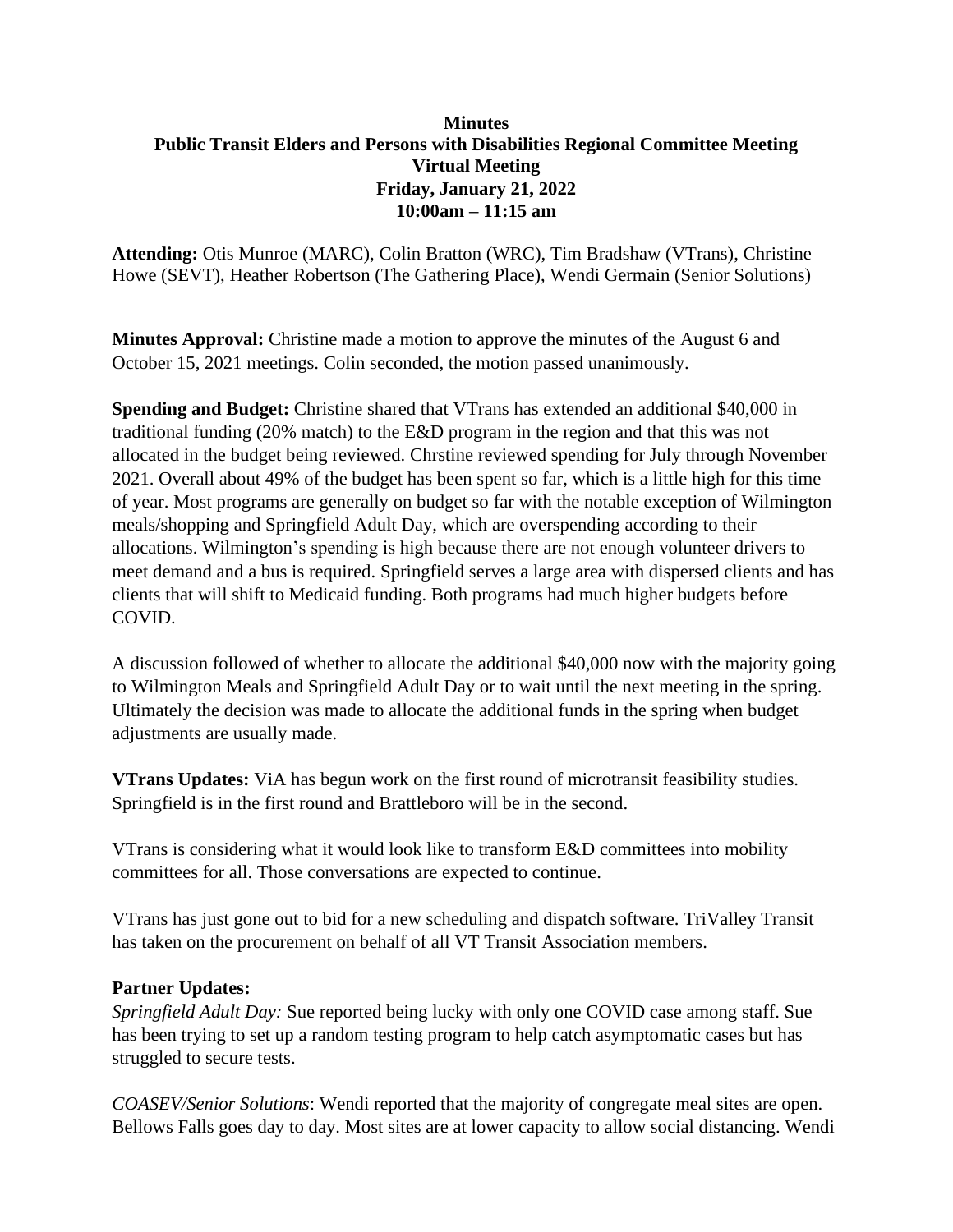**Minutes**
**Public Transit Elders and Persons with Disabilities Regional Committee Meeting**
**Virtual Meeting**
**Friday, January 21, 2022**
**10:00am – 11:15 am**

**Attending:** Otis Munroe (MARC), Colin Bratton (WRC), Tim Bradshaw (VTrans), Christine Howe (SEVT), Heather Robertson (The Gathering Place), Wendi Germain (Senior Solutions)

**Minutes Approval:** Christine made a motion to approve the minutes of the August 6 and October 15, 2021 meetings. Colin seconded, the motion passed unanimously.

**Spending and Budget:** Christine shared that VTrans has extended an additional $40,000 in traditional funding (20% match) to the E&D program in the region and that this was not allocated in the budget being reviewed. Chrstine reviewed spending for July through November 2021. Overall about 49% of the budget has been spent so far, which is a little high for this time of year. Most programs are generally on budget so far with the notable exception of Wilmington meals/shopping and Springfield Adult Day, which are overspending according to their allocations. Wilmington's spending is high because there are not enough volunteer drivers to meet demand and a bus is required. Springfield serves a large area with dispersed clients and has clients that will shift to Medicaid funding. Both programs had much higher budgets before COVID.

A discussion followed of whether to allocate the additional $40,000 now with the majority going to Wilmington Meals and Springfield Adult Day or to wait until the next meeting in the spring. Ultimately the decision was made to allocate the additional funds in the spring when budget adjustments are usually made.

**VTrans Updates:** ViA has begun work on the first round of microtransit feasibility studies. Springfield is in the first round and Brattleboro will be in the second.

VTrans is considering what it would look like to transform E&D committees into mobility committees for all. Those conversations are expected to continue.

VTrans has just gone out to bid for a new scheduling and dispatch software. TriValley Transit has taken on the procurement on behalf of all VT Transit Association members.

**Partner Updates:**

*Springfield Adult Day:* Sue reported being lucky with only one COVID case among staff. Sue has been trying to set up a random testing program to help catch asymptomatic cases but has struggled to secure tests.

*COASEV/Senior Solutions*: Wendi reported that the majority of congregate meal sites are open. Bellows Falls goes day to day. Most sites are at lower capacity to allow social distancing. Wendi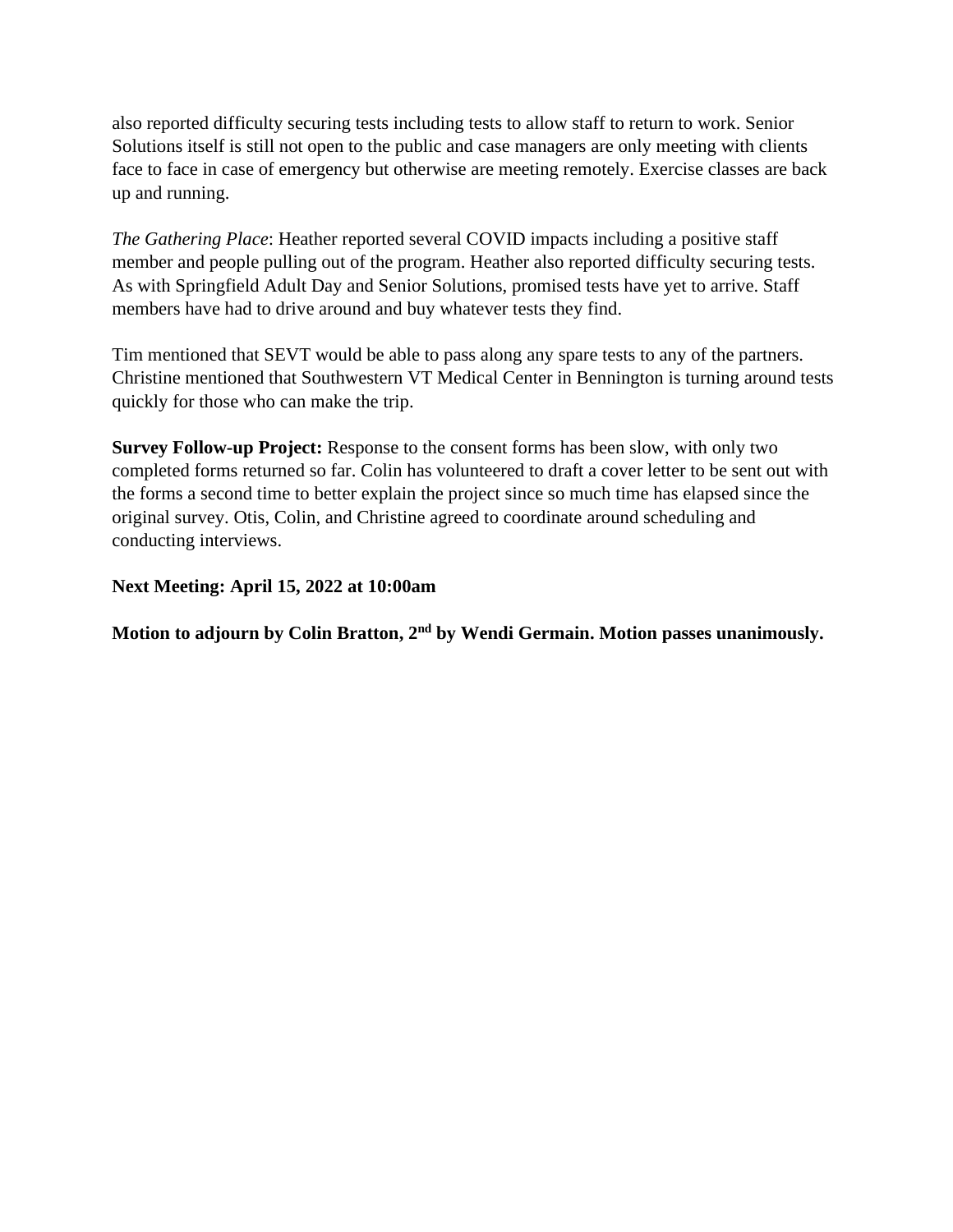also reported difficulty securing tests including tests to allow staff to return to work. Senior Solutions itself is still not open to the public and case managers are only meeting with clients face to face in case of emergency but otherwise are meeting remotely. Exercise classes are back up and running.

*The Gathering Place*: Heather reported several COVID impacts including a positive staff member and people pulling out of the program. Heather also reported difficulty securing tests. As with Springfield Adult Day and Senior Solutions, promised tests have yet to arrive. Staff members have had to drive around and buy whatever tests they find.

Tim mentioned that SEVT would be able to pass along any spare tests to any of the partners. Christine mentioned that Southwestern VT Medical Center in Bennington is turning around tests quickly for those who can make the trip.

**Survey Follow-up Project:** Response to the consent forms has been slow, with only two completed forms returned so far. Colin has volunteered to draft a cover letter to be sent out with the forms a second time to better explain the project since so much time has elapsed since the original survey. Otis, Colin, and Christine agreed to coordinate around scheduling and conducting interviews.

**Next Meeting: April 15, 2022 at 10:00am**

**Motion to adjourn by Colin Bratton, 2nd by Wendi Germain. Motion passes unanimously.**